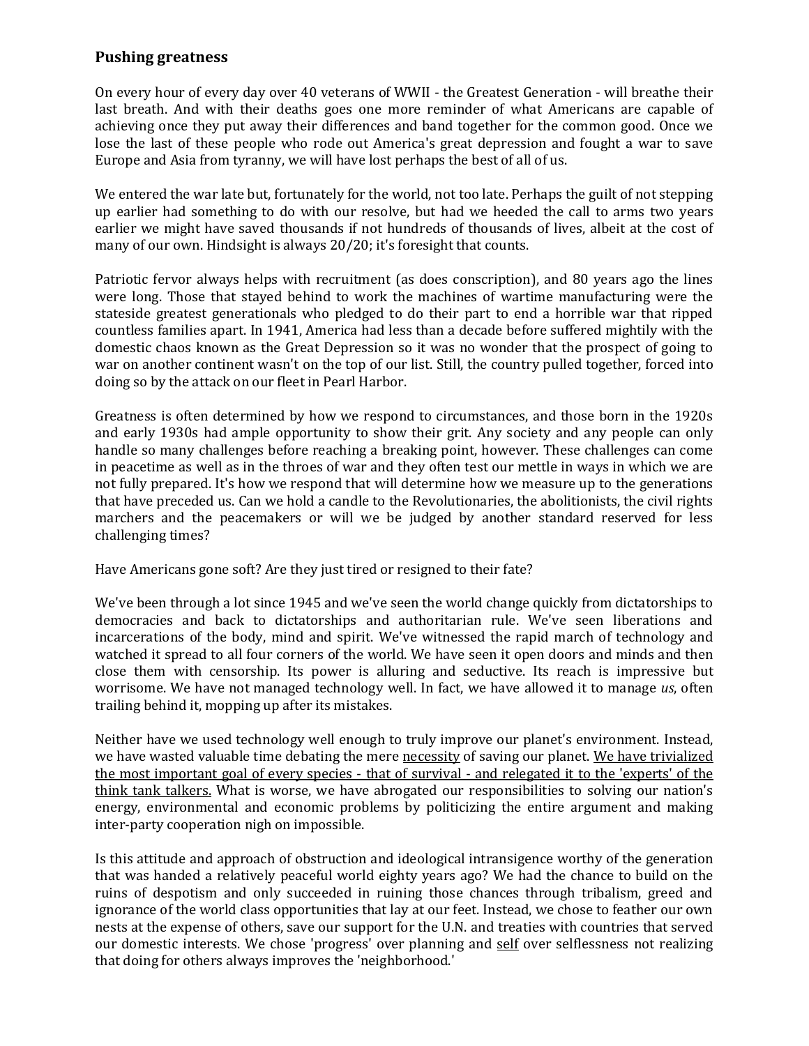## Pushing greatness

On every hour of every day over 40 veterans of WWII - the Greatest Generation - will breathe their last breath. And with their deaths goes one more reminder of what Americans are capable of achieving once they put away their differences and band together for the common good. Once we lose the last of these people who rode out America's great depression and fought a war to save Europe and Asia from tyranny, we will have lost perhaps the best of all of us.

We entered the war late but, fortunately for the world, not too late. Perhaps the guilt of not stepping up earlier had something to do with our resolve, but had we heeded the call to arms two years earlier we might have saved thousands if not hundreds of thousands of lives, albeit at the cost of many of our own. Hindsight is always 20/20; it's foresight that counts.

Patriotic fervor always helps with recruitment (as does conscription), and 80 years ago the lines were long. Those that stayed behind to work the machines of wartime manufacturing were the stateside greatest generationals who pledged to do their part to end a horrible war that ripped countless families apart. In 1941, America had less than a decade before suffered mightily with the domestic chaos known as the Great Depression so it was no wonder that the prospect of going to war on another continent wasn't on the top of our list. Still, the country pulled together, forced into doing so by the attack on our fleet in Pearl Harbor.

Greatness is often determined by how we respond to circumstances, and those born in the 1920s and early 1930s had ample opportunity to show their grit. Any society and any people can only handle so many challenges before reaching a breaking point, however. These challenges can come in peacetime as well as in the throes of war and they often test our mettle in ways in which we are not fully prepared. It's how we respond that will determine how we measure up to the generations that have preceded us. Can we hold a candle to the Revolutionaries, the abolitionists, the civil rights marchers and the peacemakers or will we be judged by another standard reserved for less challenging times?

Have Americans gone soft? Are they just tired or resigned to their fate?

We've been through a lot since 1945 and we've seen the world change quickly from dictatorships to democracies and back to dictatorships and authoritarian rule. We've seen liberations and incarcerations of the body, mind and spirit. We've witnessed the rapid march of technology and watched it spread to all four corners of the world. We have seen it open doors and minds and then close them with censorship. Its power is alluring and seductive. Its reach is impressive but worrisome. We have not managed technology well. In fact, we have allowed it to manage *us*, often trailing behind it, mopping up after its mistakes.

Neither have we used technology well enough to truly improve our planet's environment. Instead, we have wasted valuable time debating the mere <u>necessity</u> of saving our planet. <u>We have trivialized the most important goal of every species - that of survival - and relegated it to the 'experts' of the think tank talkers.</u> What is worse, we have abrogated our responsibilities to solving our nation's energy, environmental and economic problems by politicizing the entire argument and making inter-party cooperation nigh on impossible.

Is this attitude and approach of obstruction and ideological intransigence worthy of the generation that was handed a relatively peaceful world eighty years ago? We had the chance to build on the ruins of despotism and only succeeded in ruining those chances through tribalism, greed and ignorance of the world class opportunities that lay at our feet. Instead, we chose to feather our own nests at the expense of others, save our support for the U.N. and treaties with countries that served our domestic interests. We chose 'progress' over planning and <u>self</u> over selflessness not realizing that doing for others always improves the 'neighborhood.'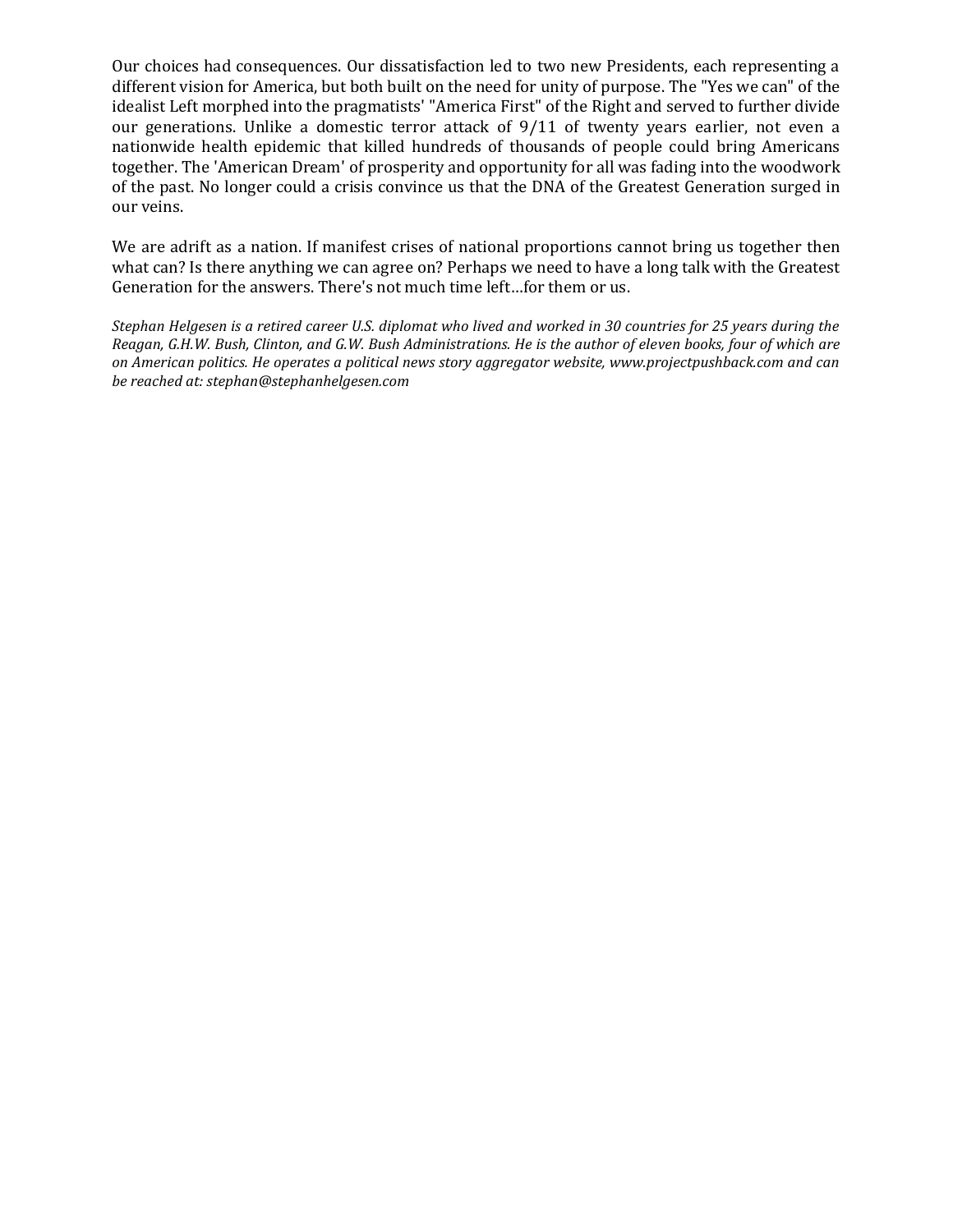Our choices had consequences. Our dissatisfaction led to two new Presidents, each representing a different vision for America, but both built on the need for unity of purpose. The "Yes we can" of the idealist Left morphed into the pragmatists' "America First" of the Right and served to further divide our generations. Unlike a domestic terror attack of 9/11 of twenty years earlier, not even a nationwide health epidemic that killed hundreds of thousands of people could bring Americans together. The 'American Dream' of prosperity and opportunity for all was fading into the woodwork of the past. No longer could a crisis convince us that the DNA of the Greatest Generation surged in our veins.

We are adrift as a nation. If manifest crises of national proportions cannot bring us together then what can? Is there anything we can agree on? Perhaps we need to have a long talk with the Greatest Generation for the answers. There's not much time left…for them or us.

*Stephan Helgesen is a retired career U.S. diplomat who lived and worked in 30 countries for 25 years during the Reagan, G.H.W. Bush, Clinton, and G.W. Bush Administrations. He is the author of eleven books, four of which are on American politics. He operates a political news story aggregator website, www.projectpushback.com and can be reached at: stephan@stephanhelgesen.com*